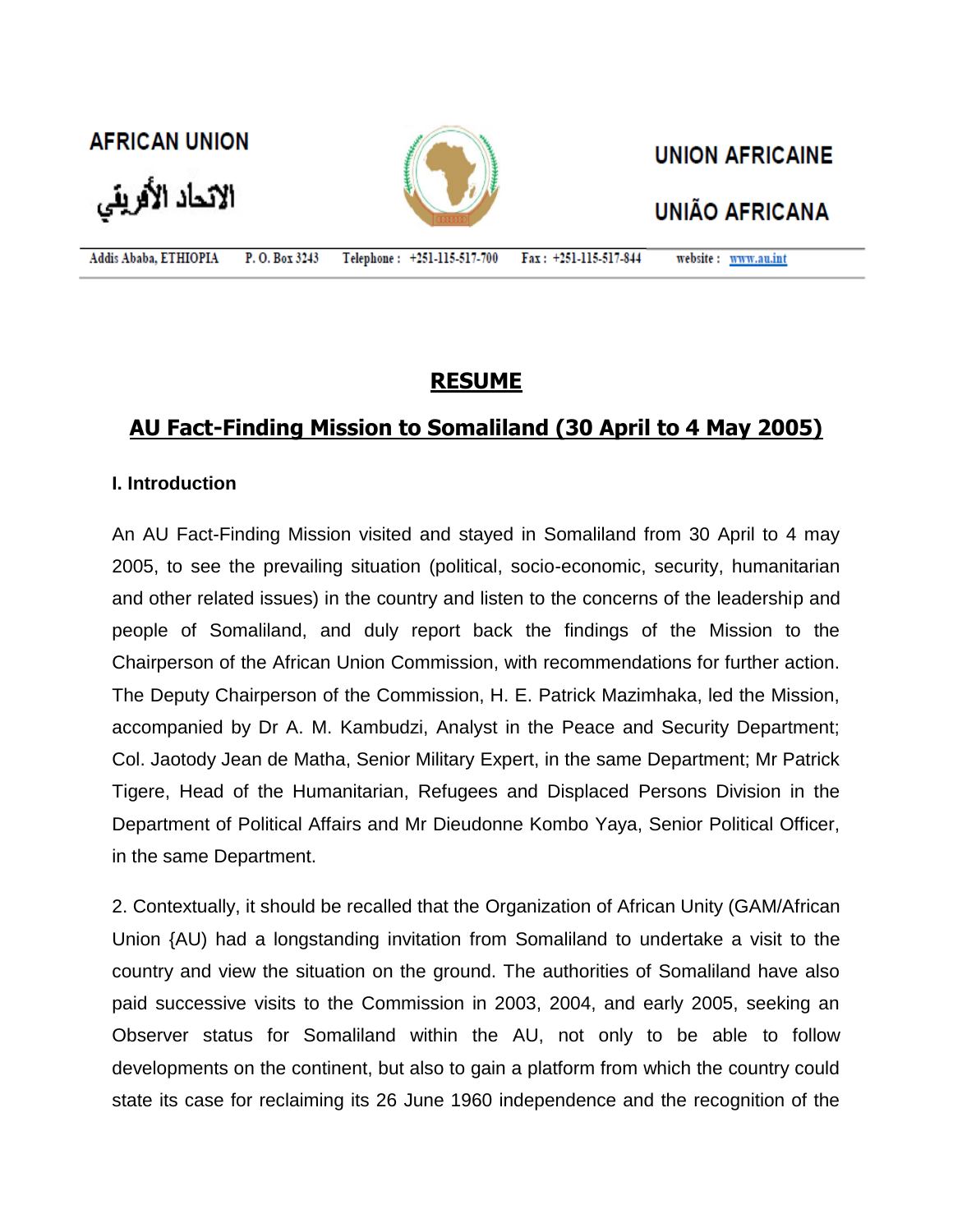AFRICAN UNION

الاتحاد الأفريقي

UNION AFRICAINE

UNIÃO AFRICANA

Addis Ababa, ETHIOPIA P. O. Box 3243 Telephone : +251-115-517-700 Fax : +251-115-517-844 website : www.au.int

# RESUME

## AU Fact-Finding Mission to Somaliland (30 April to 4 May 2005)

### I. Introduction

An AU Fact-Finding Mission visited and stayed in Somaliland from 30 April to 4 may 2005, to see the prevailing situation (political, socio-economic, security, humanitarian and other related issues) in the country and listen to the concerns of the leadership and people of Somaliland, and duly report back the findings of the Mission to the Chairperson of the African Union Commission, with recommendations for further action. The Deputy Chairperson of the Commission, H. E. Patrick Mazimhaka, led the Mission, accompanied by Dr A. M. Kambudzi, Analyst in the Peace and Security Department; Col. Jaotody Jean de Matha, Senior Military Expert, in the same Department; Mr Patrick Tigere, Head of the Humanitarian, Refugees and Displaced Persons Division in the Department of Political Affairs and Mr Dieudonne Kombo Yaya, Senior Political Officer, in the same Department.

2. Contextually, it should be recalled that the Organization of African Unity (GAM/African Union {AU) had a longstanding invitation from Somaliland to undertake a visit to the country and view the situation on the ground. The authorities of Somaliland have also paid successive visits to the Commission in 2003, 2004, and early 2005, seeking an Observer status for Somaliland within the AU, not only to be able to follow developments on the continent, but also to gain a platform from which the country could state its case for reclaiming its 26 June 1960 independence and the recognition of the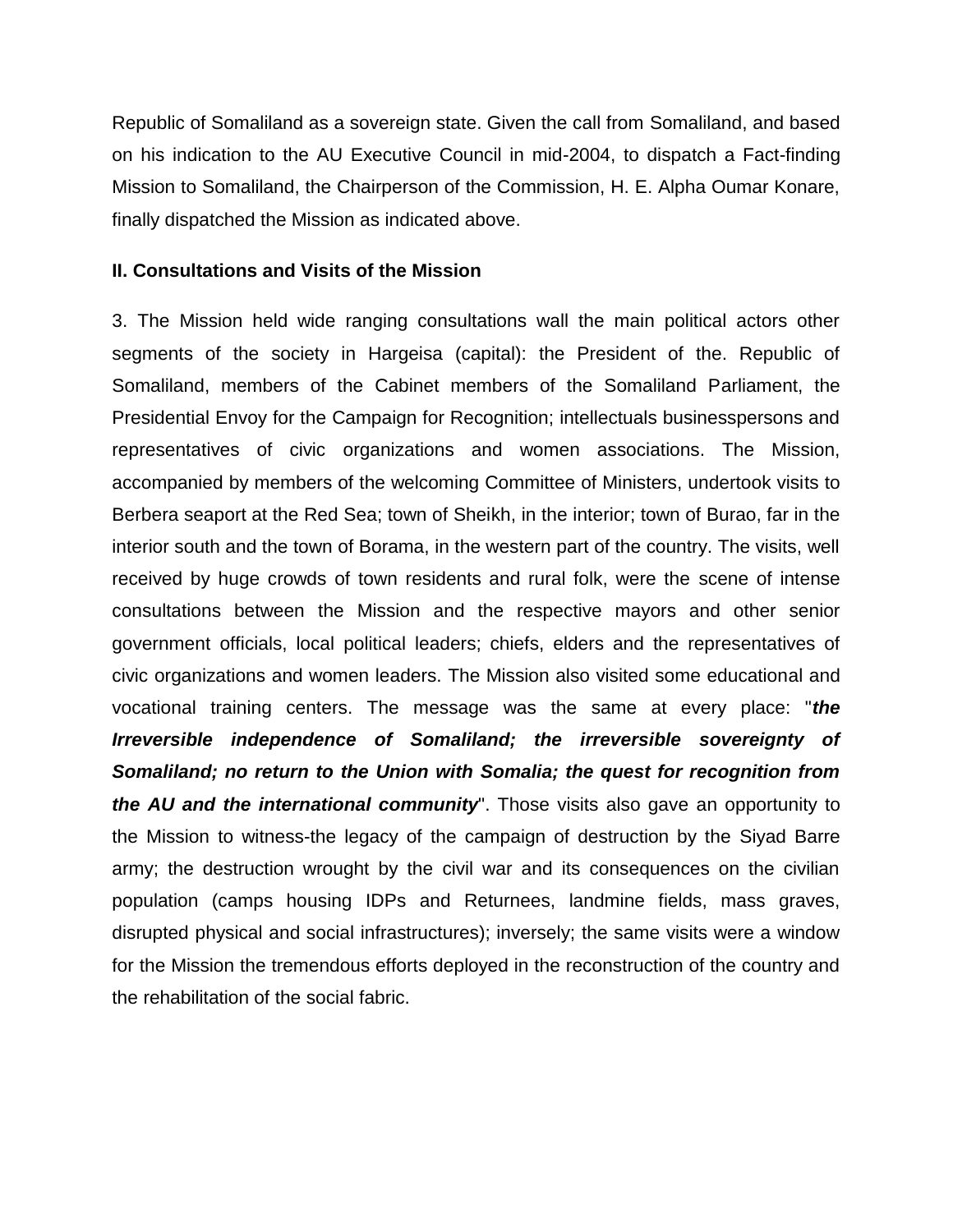Republic of Somaliland as a sovereign state. Given the call from Somaliland, and based on his indication to the AU Executive Council in mid-2004, to dispatch a Fact-finding Mission to Somaliland, the Chairperson of the Commission, H. E. Alpha Oumar Konare, finally dispatched the Mission as indicated above.

**II. Consultations and Visits of the Mission**

3. The Mission held wide ranging consultations wall the main political actors other segments of the society in Hargeisa (capital): the President of the. Republic of Somaliland, members of the Cabinet members of the Somaliland Parliament, the Presidential Envoy for the Campaign for Recognition; intellectuals businesspersons and representatives of civic organizations and women associations. The Mission, accompanied by members of the welcoming Committee of Ministers, undertook visits to Berbera seaport at the Red Sea; town of Sheikh, in the interior; town of Burao, far in the interior south and the town of Borama, in the western part of the country. The visits, well received by huge crowds of town residents and rural folk, were the scene of intense consultations between the Mission and the respective mayors and other senior government officials, local political leaders; chiefs, elders and the representatives of civic organizations and women leaders. The Mission also visited some educational and vocational training centers. The message was the same at every place: "***the Irreversible independence of Somaliland; the irreversible sovereignty of Somaliland; no return to the Union with Somalia; the quest for recognition from the AU and the international community***". Those visits also gave an opportunity to the Mission to witness-the legacy of the campaign of destruction by the Siyad Barre army; the destruction wrought by the civil war and its consequences on the civilian population (camps housing IDPs and Returnees, landmine fields, mass graves, disrupted physical and social infrastructures); inversely; the same visits were a window for the Mission the tremendous efforts deployed in the reconstruction of the country and the rehabilitation of the social fabric.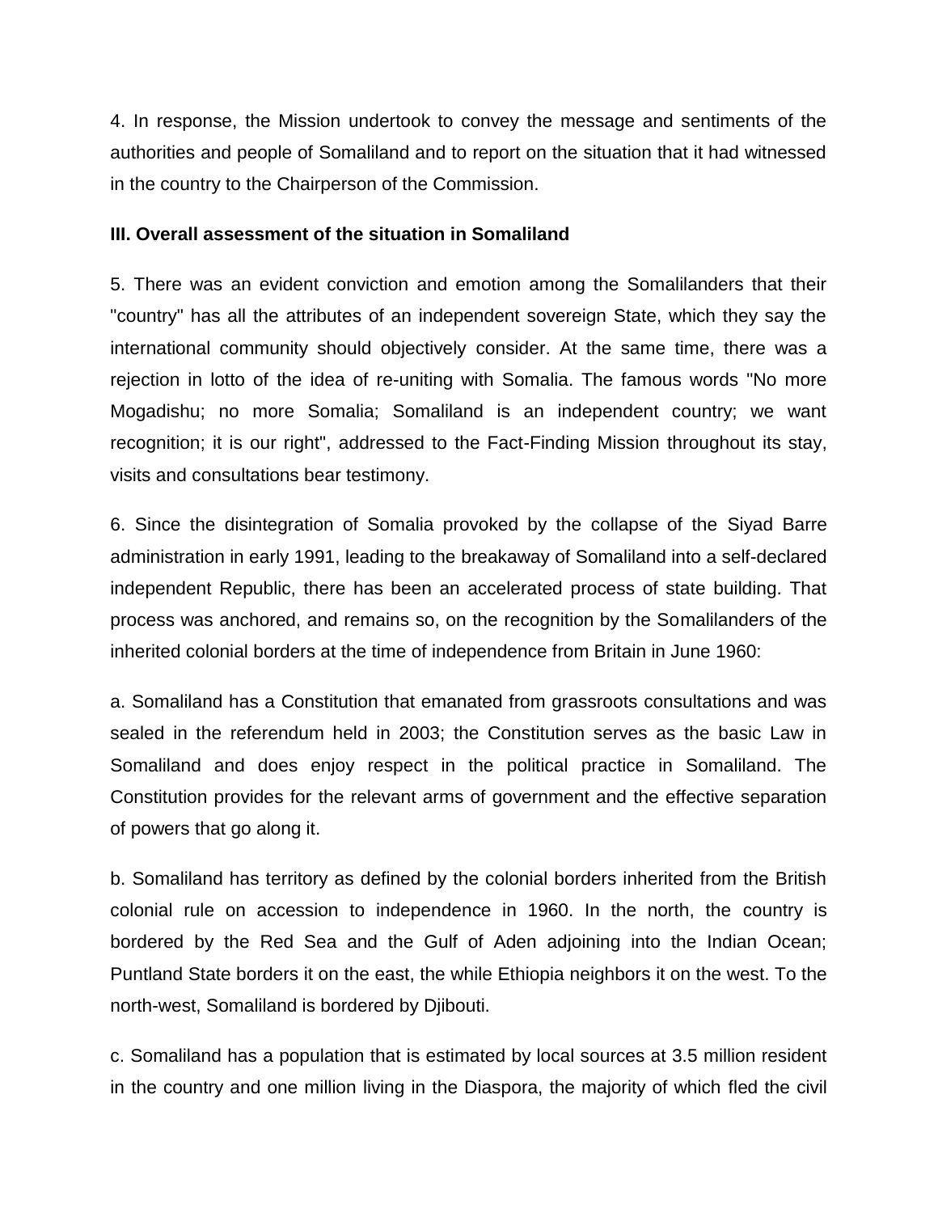4. In response, the Mission undertook to convey the message and sentiments of the authorities and people of Somaliland and to report on the situation that it had witnessed in the country to the Chairperson of the Commission.

### III. Overall assessment of the situation in Somaliland

5. There was an evident conviction and emotion among the Somalilanders that their "country" has all the attributes of an independent sovereign State, which they say the international community should objectively consider. At the same time, there was a rejection in lotto of the idea of re-uniting with Somalia. The famous words "No more Mogadishu; no more Somalia; Somaliland is an independent country; we want recognition; it is our right", addressed to the Fact-Finding Mission throughout its stay, visits and consultations bear testimony.

6. Since the disintegration of Somalia provoked by the collapse of the Siyad Barre administration in early 1991, leading to the breakaway of Somaliland into a self-declared independent Republic, there has been an accelerated process of state building. That process was anchored, and remains so, on the recognition by the Somalilanders of the inherited colonial borders at the time of independence from Britain in June 1960:

a. Somaliland has a Constitution that emanated from grassroots consultations and was sealed in the referendum held in 2003; the Constitution serves as the basic Law in Somaliland and does enjoy respect in the political practice in Somaliland. The Constitution provides for the relevant arms of government and the effective separation of powers that go along it.

b. Somaliland has territory as defined by the colonial borders inherited from the British colonial rule on accession to independence in 1960. In the north, the country is bordered by the Red Sea and the Gulf of Aden adjoining into the Indian Ocean; Puntland State borders it on the east, the while Ethiopia neighbors it on the west. To the north-west, Somaliland is bordered by Djibouti.

c. Somaliland has a population that is estimated by local sources at 3.5 million resident in the country and one million living in the Diaspora, the majority of which fled the civil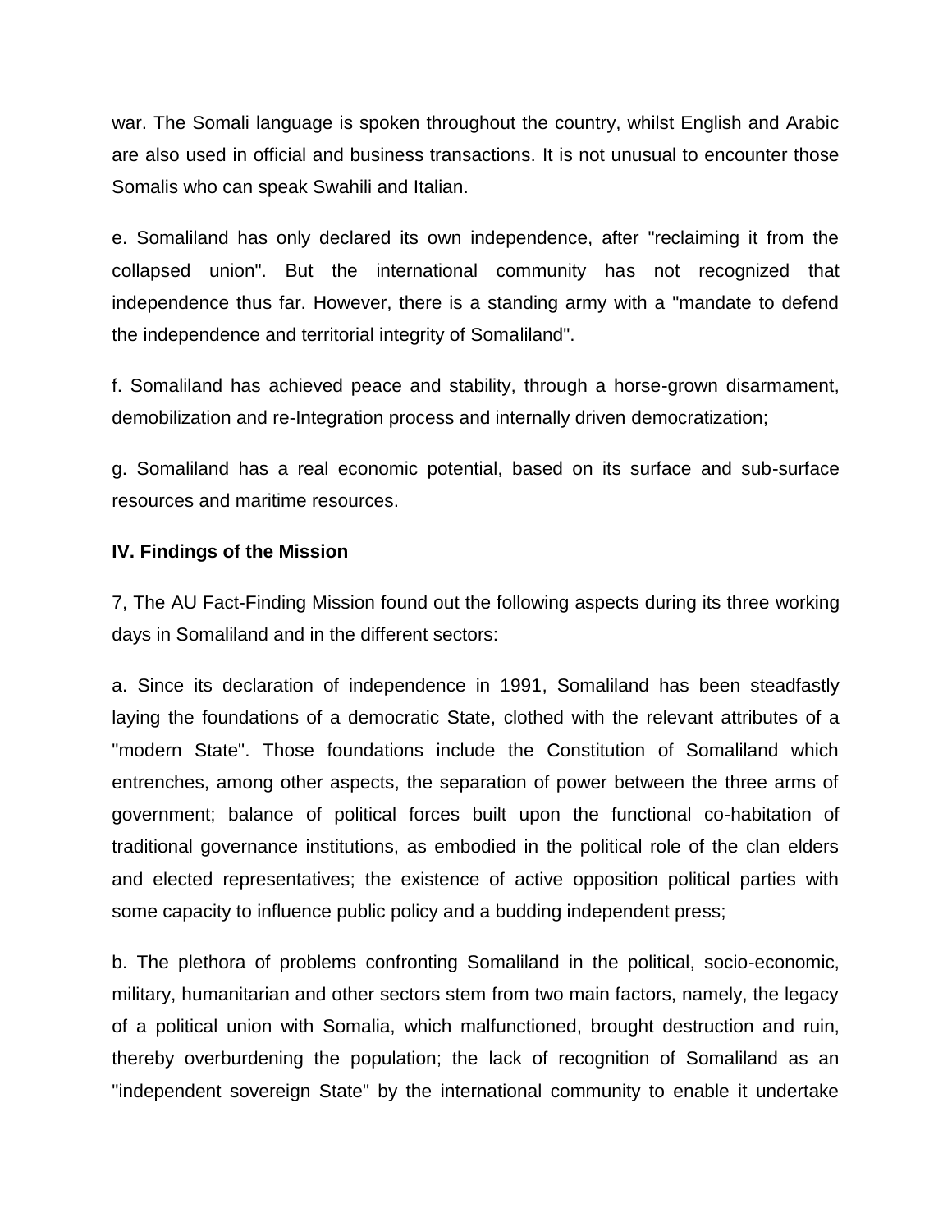war. The Somali language is spoken throughout the country, whilst English and Arabic are also used in official and business transactions. It is not unusual to encounter those Somalis who can speak Swahili and Italian.

e. Somaliland has only declared its own independence, after "reclaiming it from the collapsed union". But the international community has not recognized that independence thus far. However, there is a standing army with a "mandate to defend the independence and territorial integrity of Somaliland".

f. Somaliland has achieved peace and stability, through a horse-grown disarmament, demobilization and re-Integration process and internally driven democratization;

g. Somaliland has a real economic potential, based on its surface and sub-surface resources and maritime resources.

**IV. Findings of the Mission**

7, The AU Fact-Finding Mission found out the following aspects during its three working days in Somaliland and in the different sectors:

a. Since its declaration of independence in 1991, Somaliland has been steadfastly laying the foundations of a democratic State, clothed with the relevant attributes of a "modern State". Those foundations include the Constitution of Somaliland which entrenches, among other aspects, the separation of power between the three arms of government; balance of political forces built upon the functional co-habitation of traditional governance institutions, as embodied in the political role of the clan elders and elected representatives; the existence of active opposition political parties with some capacity to influence public policy and a budding independent press;

b. The plethora of problems confronting Somaliland in the political, socio-economic, military, humanitarian and other sectors stem from two main factors, namely, the legacy of a political union with Somalia, which malfunctioned, brought destruction and ruin, thereby overburdening the population; the lack of recognition of Somaliland as an "independent sovereign State" by the international community to enable it undertake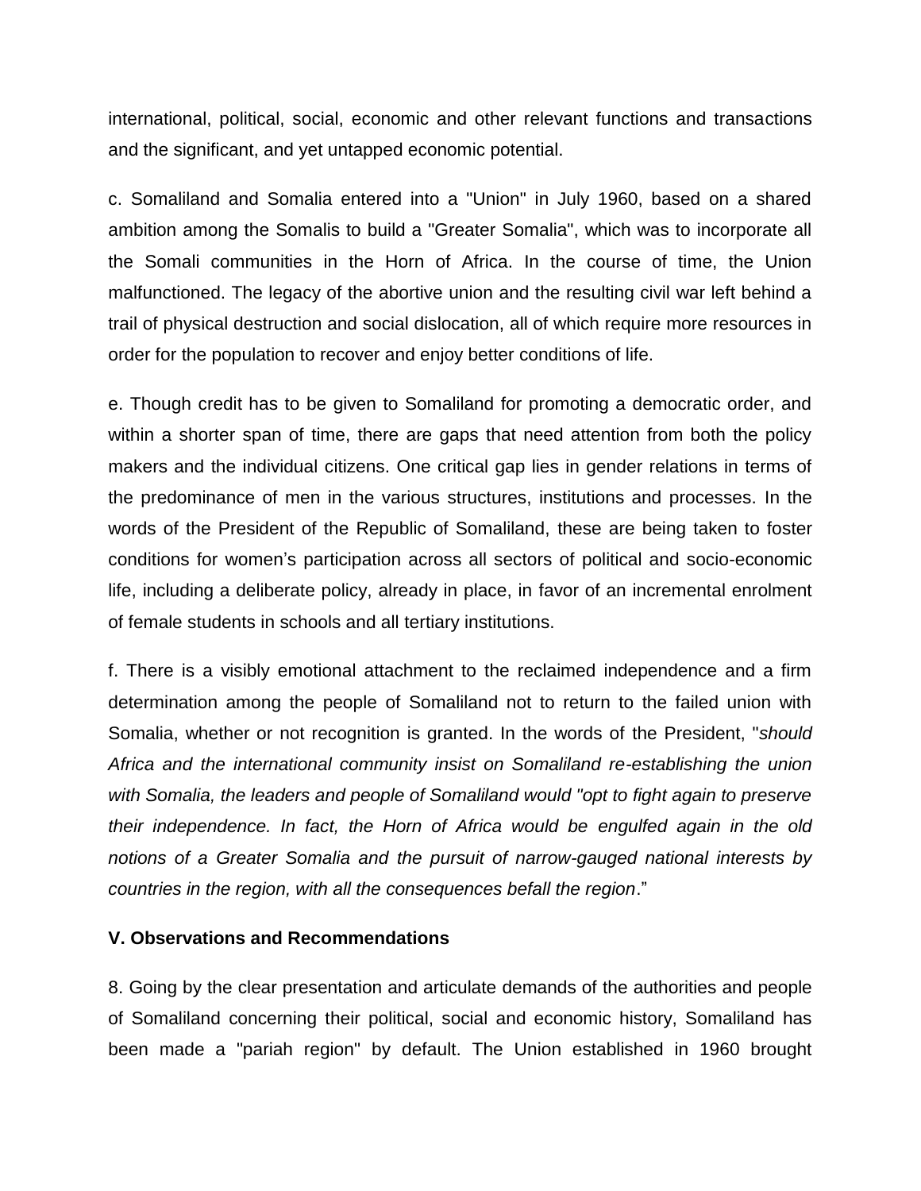international, political, social, economic and other relevant functions and transactions and the significant, and yet untapped economic potential.

c. Somaliland and Somalia entered into a "Union" in July 1960, based on a shared ambition among the Somalis to build a "Greater Somalia", which was to incorporate all the Somali communities in the Horn of Africa. In the course of time, the Union malfunctioned. The legacy of the abortive union and the resulting civil war left behind a trail of physical destruction and social dislocation, all of which require more resources in order for the population to recover and enjoy better conditions of life.

e. Though credit has to be given to Somaliland for promoting a democratic order, and within a shorter span of time, there are gaps that need attention from both the policy makers and the individual citizens. One critical gap lies in gender relations in terms of the predominance of men in the various structures, institutions and processes. In the words of the President of the Republic of Somaliland, these are being taken to foster conditions for women's participation across all sectors of political and socio-economic life, including a deliberate policy, already in place, in favor of an incremental enrolment of female students in schools and all tertiary institutions.

f. There is a visibly emotional attachment to the reclaimed independence and a firm determination among the people of Somaliland not to return to the failed union with Somalia, whether or not recognition is granted. In the words of the President, "*should Africa and the international community insist on Somaliland re-establishing the union with Somalia, the leaders and people of Somaliland would "opt to fight again to preserve their independence. In fact, the Horn of Africa would be engulfed again in the old notions of a Greater Somalia and the pursuit of narrow-gauged national interests by countries in the region, with all the consequences befall the region*."

**V. Observations and Recommendations**

8. Going by the clear presentation and articulate demands of the authorities and people of Somaliland concerning their political, social and economic history, Somaliland has been made a "pariah region" by default. The Union established in 1960 brought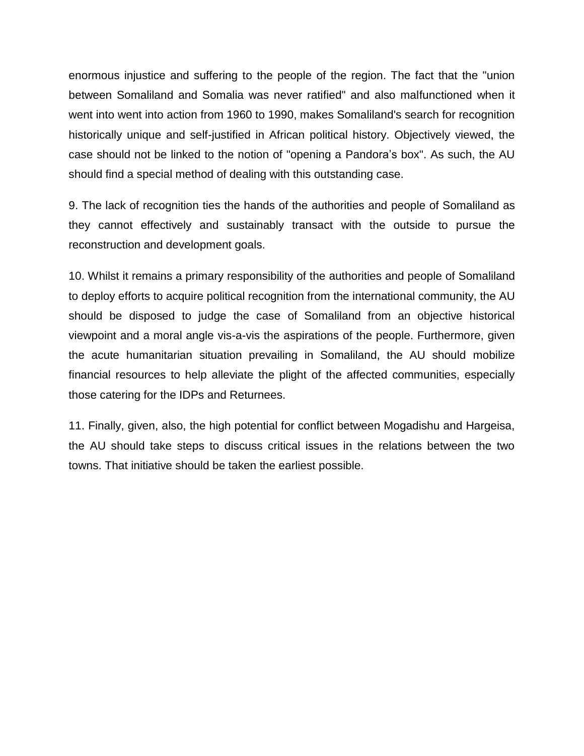enormous injustice and suffering to the people of the region. The fact that the "union between Somaliland and Somalia was never ratified" and also malfunctioned when it went into went into action from 1960 to 1990, makes Somaliland's search for recognition historically unique and self-justified in African political history. Objectively viewed, the case should not be linked to the notion of "opening a Pandora's box". As such, the AU should find a special method of dealing with this outstanding case.

9. The lack of recognition ties the hands of the authorities and people of Somaliland as they cannot effectively and sustainably transact with the outside to pursue the reconstruction and development goals.

10. Whilst it remains a primary responsibility of the authorities and people of Somaliland to deploy efforts to acquire political recognition from the international community, the AU should be disposed to judge the case of Somaliland from an objective historical viewpoint and a moral angle vis-a-vis the aspirations of the people. Furthermore, given the acute humanitarian situation prevailing in Somaliland, the AU should mobilize financial resources to help alleviate the plight of the affected communities, especially those catering for the IDPs and Returnees.

11. Finally, given, also, the high potential for conflict between Mogadishu and Hargeisa, the AU should take steps to discuss critical issues in the relations between the two towns. That initiative should be taken the earliest possible.